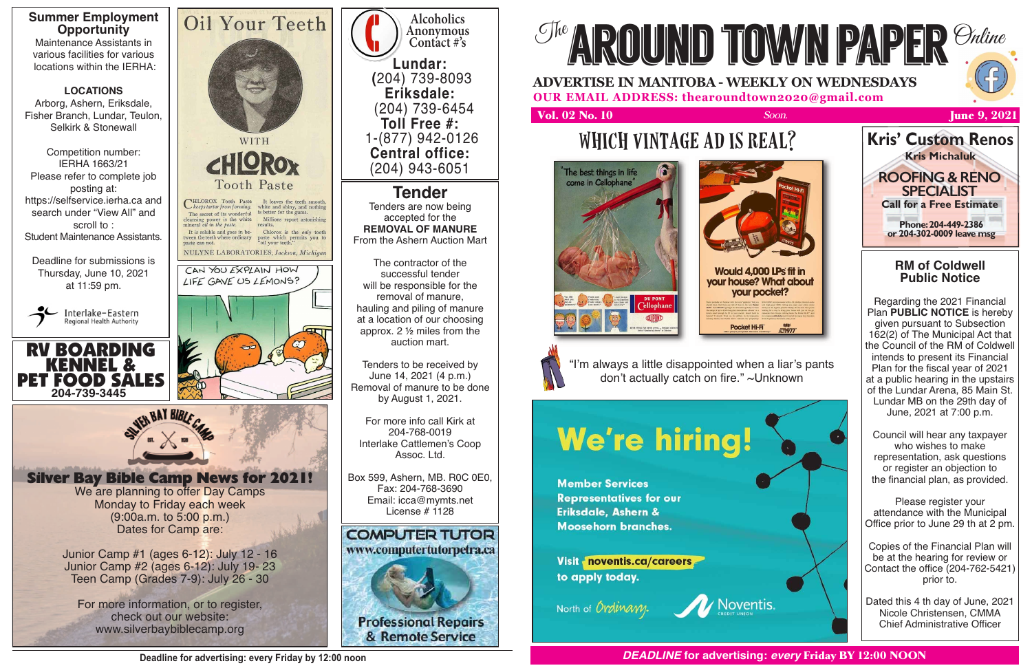# The AROUND TOWN PAPER Online

**ADVERTISE IN MANITOBA - WEEKLY ON WEDNESDAYS**

**OUR EMAIL ADDRESS: thearoundtown2020@gmail.com**

**Vol. 02 No. 10** — *Soon.* — **June 9, 2021**

## Summer Employment Opportunity

Maintenance Assistants in various facilities for various locations within the IERHA:

**LOCATIONS**

Arborg, Ashern, Eriksdale, Fisher Branch, Lundar, Teulon, Selkirk & Stonewall

Competition number: IERHA 1663/21

Please refer to complete job posting at: https://selfservice.ierha.ca and search under "View All" and scroll to : Student Maintenance Assistants.

Deadline for submissions is Thursday, June 10, 2021 at 11:59 pm.

Interlake-Eastern Regional Health Authority

## Oil Your Teeth

WITH CHLOROX Tooth Paste

CHLOROX Tooth Paste *keeps tartar from forming.* The secret of its wonderful cleansing power is the white mineral *oil in the paste.* It is soluble and goes in between the teeth where ordinary paste can not.

It leaves the teeth smooth, white and shiny, and nothing is better for the gums. Millions report astonishing results. Chlorox is the only tooth paste which permits you to "oil your teeth."

NULYNE LABORATORIES, *Jackson, Michigan*

CAN YOU EXPLAIN HOW LIFE GAVE US LEMONS?

## Alcoholics Anonymous Contact #'s

**Lundar:** (204) 739-8093

**Eriksdale:** (204) 739-6454

**Toll Free #:** 1-(877) 942-0126

**Central office:** (204) 943-6051

## Tender

Tenders are now being accepted for the **REMOVAL OF MANURE** From the Ashern Auction Mart

The contractor of the successful tender will be responsible for the removal of manure, hauling and piling of manure at a location of our choosing approx. 2 ½ miles from the auction mart.

Tenders to be received by June 14, 2021 (4 p.m.) Removal of manure to be done by August 1, 2021.

For more info call Kirk at 204-768-0019

Interlake Cattlemen's Coop Assoc. Ltd.

Box 599, Ashern, MB. R0C 0E0, Fax: 204-768-3690

Email: icca@mymts.net

License # 1128

## WHICH VINTAGE AD IS REAL?

"The best things in life come in Cellophane"

DU PONT Cellophane

Would 4,000 LPs fit in your house? What about your pocket?

Pocket Hi-Fi

"I'm always a little disappointed when a liar's pants don't actually catch on fire." ~Unknown

## Kris' Custom Renos

Kris Michaluk

**ROOFING & RENO SPECIALIST**

Call for a Free Estimate

Phone: 204-449-2386 or 204-302-0009 leave msg

## RM of Coldwell Public Notice

Regarding the 2021 Financial Plan **PUBLIC NOTICE** is hereby given pursuant to Subsection 162(2) of The Municipal Act that the Council of the RM of Coldwell intends to present its Financial Plan for the fiscal year of 2021 at a public hearing in the upstairs of the Lundar Arena, 85 Main St. Lundar MB on the 29th day of June, 2021 at 7:00 p.m.

Council will hear any taxpayer who wishes to make representation, ask questions or register an objection to the financial plan, as provided.

Please register your attendance with the Municipal Office prior to June 29 th at 2 pm.

Copies of the Financial Plan will be at the hearing for review or Contact the office (204-762-5421) prior to.

Dated this 4 th day of June, 2021

Nicole Christensen, CMMA

Chief Administrative Officer

## RV BOARDING KENNEL & PET FOOD SALES

204-739-3445

## Silver Bay Bible Camp News for 2021!

We are planning to offer Day Camps Monday to Friday each week (9:00a.m. to 5:00 p.m.)

Dates for Camp are:

Junior Camp #1 (ages 6-12): July 12 - 16

Junior Camp #2 (ages 6-12): July 19- 23

Teen Camp (Grades 7-9): July 26 - 30

For more information, or to register, check out our website: www.silverbaybiblecamp.org

## COMPUTER TUTOR

www.computertutorpetra.ca

Professional Repairs & Remote Service

## We're hiring!

Member Services Representatives for our Eriksdale, Ashern & Moosehorn branches.

Visit noventis.ca/careers to apply today.

North of Ordinary. Noventis Credit Union

Deadline for advertising: every Friday by 12:00 noon

*DEADLINE* for advertising: *every* Friday BY 12:00 NOON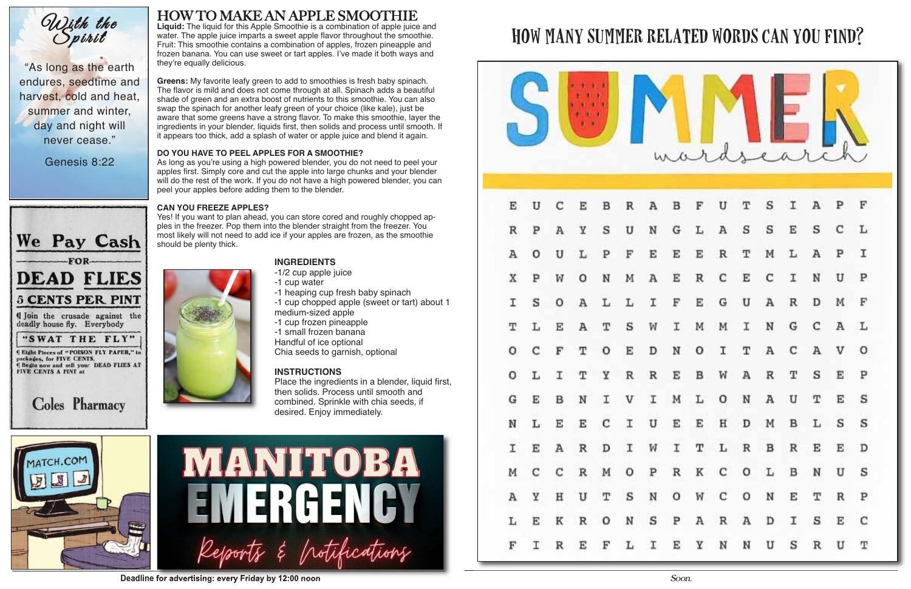## With the Spirit

"As long as the earth endures, seedtime and harvest, cold and heat, summer and winter, day and night will never cease."

Genesis 8:22

# We Pay Cash

FOR

# DEAD FLIES

## 5 CENTS PER PINT

Join the crusade against the deadly house fly. Everybody

"SWAT THE FLY"

Eight Pieces of "POISON FLY PAPER," in packages, for FIVE CENTS.

Begin now and sell your DEAD FLIES AT FIVE CENTS A PINT at

Coles Pharmacy

# HOW TO MAKE AN APPLE SMOOTHIE

**Liquid:** The liquid for this Apple Smoothie is a combination of apple juice and water. The apple juice imparts a sweet apple flavor throughout the smoothie. Fruit: This smoothie contains a combination of apples, frozen pineapple and frozen banana. You can use sweet or tart apples. I've made it both ways and they're equally delicious.

**Greens:** My favorite leafy green to add to smoothies is fresh baby spinach. The flavor is mild and does not come through at all. Spinach adds a beautiful shade of green and an extra boost of nutrients to this smoothie. You can also swap the spinach for another leafy green of your choice (like kale), just be aware that some greens have a strong flavor. To make this smoothie, layer the ingredients in your blender, liquids first, then solids and process until smooth. If it appears too thick, add a splash of water or apple juice and blend it again.

**DO YOU HAVE TO PEEL APPLES FOR A SMOOTHIE?**

As long as you're using a high powered blender, you do not need to peel your apples first. Simply core and cut the apple into large chunks and your blender will do the rest of the work. If you do not have a high powered blender, you can peel your apples before adding them to the blender.

**CAN YOU FREEZE APPLES?**

Yes! If you want to plan ahead, you can store cored and roughly chopped apples in the freezer. Pop them into the blender straight from the freezer. You most likely will not need to add ice if your apples are frozen, as the smoothie should be plenty thick.

**INGREDIENTS**

- 1/2 cup apple juice
- 1 cup water
- 1 heaping cup fresh baby spinach
- 1 cup chopped apple (sweet or tart) about 1 medium-sized apple
- 1 cup frozen pineapple
- 1 small frozen banana

Handful of ice optional

Chia seeds to garnish, optional

**INSTRUCTIONS**

Place the ingredients in a blender, liquid first, then solids. Process until smooth and combined. Sprinkle with chia seeds, if desired. Enjoy immediately.

MATCH.COM

# MANITOBA EMERGENCY

Reports & Notifications

Deadline for advertising: every Friday by 12:00 noon

# HOW MANY SUMMER RELATED WORDS CAN YOU FIND?

SUMMER wordsearch

```
E U C E B R A B F U T S I A P F
R P A Y S U N G L A S S E S C L
A O U L P F E E E R T M L A P I
X P W O N M A E R C E C I N U P
I S O A L L I F E G U A R D M F
T L E A T S W I M M I N G C A L
O C F T O E D N O I T A C A V O
O L I T Y R R E B W A R T S E P
G E B N I V I M L O N A U T E S
N L E E C I U E E H D M B L S S
I E A R D I W I T L R B R E E D
M C C R M O P R K C O L B N U S
A Y H U T S N O W C O N E T R P
L E K R O N S P A R A D I S E C
F I R E F L I E Y N N U S R U T
```

Soon.